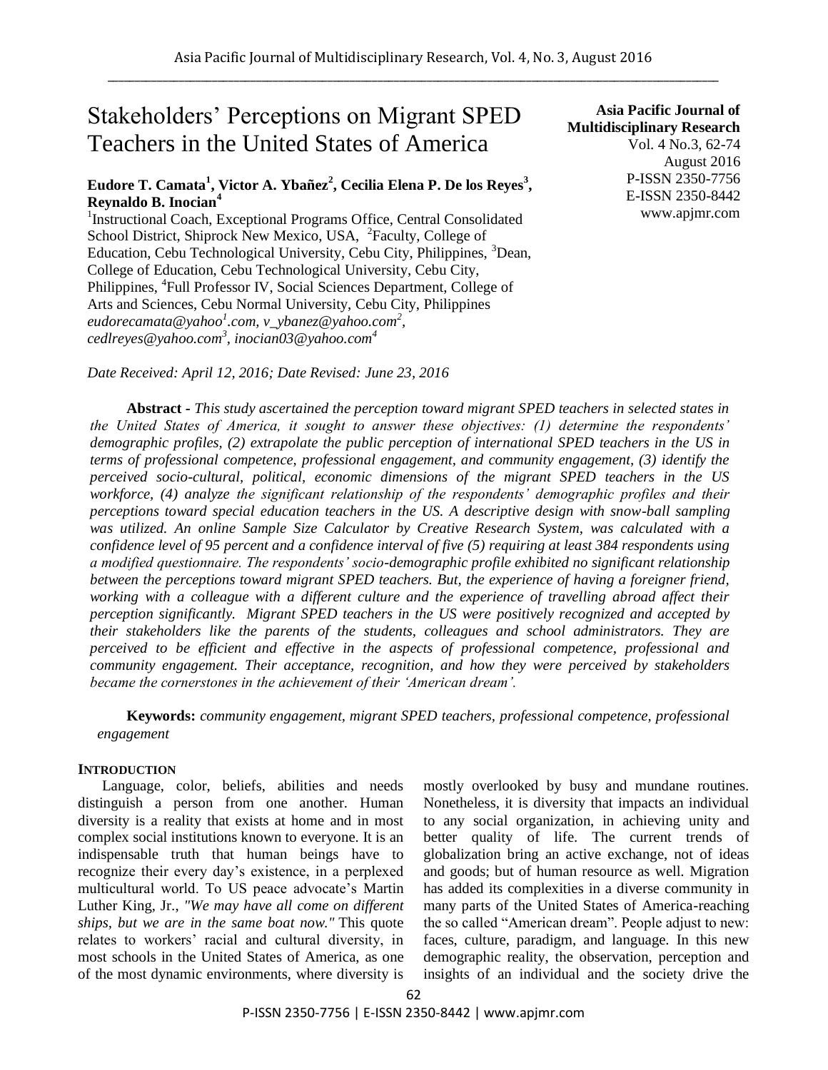# Stakeholders' Perceptions on Migrant SPED Teachers in the United States of America

**Asia Pacific Journal of Multidisciplinary Research**
Vol. 4 No.3, 62-74
August 2016
P-ISSN 2350-7756
E-ISSN 2350-8442
www.apjmr.com

**Eudore T. Camata[1], Victor A. Ybañez[2], Cecilia Elena P. De los Reyes[3], Reynaldo B. Inocian[4]**

[1]Instructional Coach, Exceptional Programs Office, Central Consolidated School District, Shiprock New Mexico, USA, [2]Faculty, College of Education, Cebu Technological University, Cebu City, Philippines, [3]Dean, College of Education, Cebu Technological University, Cebu City, Philippines, [4]Full Professor IV, Social Sciences Department, College of Arts and Sciences, Cebu Normal University, Cebu City, Philippines
*eudorecamata@yahoo[1].com, v_ybanez@yahoo.com[2], cedlreyes@yahoo.com[3], inocian03@yahoo.com[4]*

*Date Received: April 12, 2016; Date Revised: June 23, 2016*

**Abstract -** *This study ascertained the perception toward migrant SPED teachers in selected states in the United States of America, it sought to answer these objectives: (1) determine the respondents' demographic profiles, (2) extrapolate the public perception of international SPED teachers in the US in terms of professional competence, professional engagement, and community engagement, (3) identify the perceived socio-cultural, political, economic dimensions of the migrant SPED teachers in the US workforce, (4) analyze the significant relationship of the respondents' demographic profiles and their perceptions toward special education teachers in the US. A descriptive design with snow-ball sampling was utilized. An online Sample Size Calculator by Creative Research System, was calculated with a confidence level of 95 percent and a confidence interval of five (5) requiring at least 384 respondents using a modified questionnaire. The respondents' socio-demographic profile exhibited no significant relationship between the perceptions toward migrant SPED teachers. But, the experience of having a foreigner friend, working with a colleague with a different culture and the experience of travelling abroad affect their perception significantly. Migrant SPED teachers in the US were positively recognized and accepted by their stakeholders like the parents of the students, colleagues and school administrators. They are perceived to be efficient and effective in the aspects of professional competence, professional and community engagement. Their acceptance, recognition, and how they were perceived by stakeholders became the cornerstones in the achievement of their 'American dream'.*

**Keywords:** *community engagement, migrant SPED teachers, professional competence, professional engagement*

## INTRODUCTION

Language, color, beliefs, abilities and needs distinguish a person from one another. Human diversity is a reality that exists at home and in most complex social institutions known to everyone. It is an indispensable truth that human beings have to recognize their every day's existence, in a perplexed multicultural world. To US peace advocate's Martin Luther King, Jr., *"We may have all come on different ships, but we are in the same boat now."* This quote relates to workers' racial and cultural diversity, in most schools in the United States of America, as one of the most dynamic environments, where diversity is mostly overlooked by busy and mundane routines. Nonetheless, it is diversity that impacts an individual to any social organization, in achieving unity and better quality of life. The current trends of globalization bring an active exchange, not of ideas and goods; but of human resource as well. Migration has added its complexities in a diverse community in many parts of the United States of America-reaching the so called "American dream". People adjust to new: faces, culture, paradigm, and language. In this new demographic reality, the observation, perception and insights of an individual and the society drive the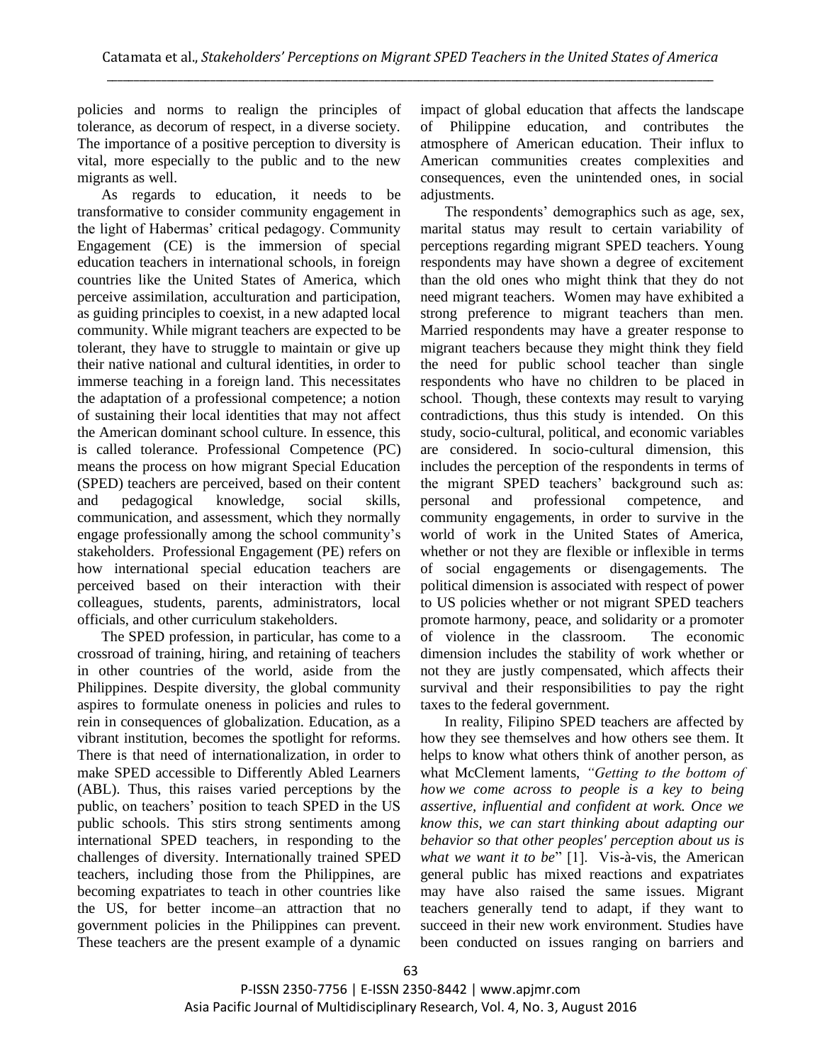policies and norms to realign the principles of tolerance, as decorum of respect, in a diverse society. The importance of a positive perception to diversity is vital, more especially to the public and to the new migrants as well.

As regards to education, it needs to be transformative to consider community engagement in the light of Habermas' critical pedagogy. Community Engagement (CE) is the immersion of special education teachers in international schools, in foreign countries like the United States of America, which perceive assimilation, acculturation and participation, as guiding principles to coexist, in a new adapted local community. While migrant teachers are expected to be tolerant, they have to struggle to maintain or give up their native national and cultural identities, in order to immerse teaching in a foreign land. This necessitates the adaptation of a professional competence; a notion of sustaining their local identities that may not affect the American dominant school culture. In essence, this is called tolerance. Professional Competence (PC) means the process on how migrant Special Education (SPED) teachers are perceived, based on their content and pedagogical knowledge, social skills, communication, and assessment, which they normally engage professionally among the school community's stakeholders. Professional Engagement (PE) refers on how international special education teachers are perceived based on their interaction with their colleagues, students, parents, administrators, local officials, and other curriculum stakeholders.

The SPED profession, in particular, has come to a crossroad of training, hiring, and retaining of teachers in other countries of the world, aside from the Philippines. Despite diversity, the global community aspires to formulate oneness in policies and rules to rein in consequences of globalization. Education, as a vibrant institution, becomes the spotlight for reforms. There is that need of internationalization, in order to make SPED accessible to Differently Abled Learners (ABL). Thus, this raises varied perceptions by the public, on teachers' position to teach SPED in the US public schools. This stirs strong sentiments among international SPED teachers, in responding to the challenges of diversity. Internationally trained SPED teachers, including those from the Philippines, are becoming expatriates to teach in other countries like the US, for better income–an attraction that no government policies in the Philippines can prevent. These teachers are the present example of a dynamic impact of global education that affects the landscape of Philippine education, and contributes the atmosphere of American education. Their influx to American communities creates complexities and consequences, even the unintended ones, in social adjustments.

The respondents' demographics such as age, sex, marital status may result to certain variability of perceptions regarding migrant SPED teachers. Young respondents may have shown a degree of excitement than the old ones who might think that they do not need migrant teachers. Women may have exhibited a strong preference to migrant teachers than men. Married respondents may have a greater response to migrant teachers because they might think they field the need for public school teacher than single respondents who have no children to be placed in school. Though, these contexts may result to varying contradictions, thus this study is intended. On this study, socio-cultural, political, and economic variables are considered. In socio-cultural dimension, this includes the perception of the respondents in terms of the migrant SPED teachers' background such as: personal and professional competence, and community engagements, in order to survive in the world of work in the United States of America, whether or not they are flexible or inflexible in terms of social engagements or disengagements. The political dimension is associated with respect of power to US policies whether or not migrant SPED teachers promote harmony, peace, and solidarity or a promoter of violence in the classroom. The economic dimension includes the stability of work whether or not they are justly compensated, which affects their survival and their responsibilities to pay the right taxes to the federal government.

In reality, Filipino SPED teachers are affected by how they see themselves and how others see them. It helps to know what others think of another person, as what McClement laments, *"Getting to the bottom of how we come across to people is a key to being assertive, influential and confident at work. Once we know this, we can start thinking about adapting our behavior so that other peoples' perception about us is what we want it to be"* [1]. Vis-à-vis, the American general public has mixed reactions and expatriates may have also raised the same issues. Migrant teachers generally tend to adapt, if they want to succeed in their new work environment. Studies have been conducted on issues ranging on barriers and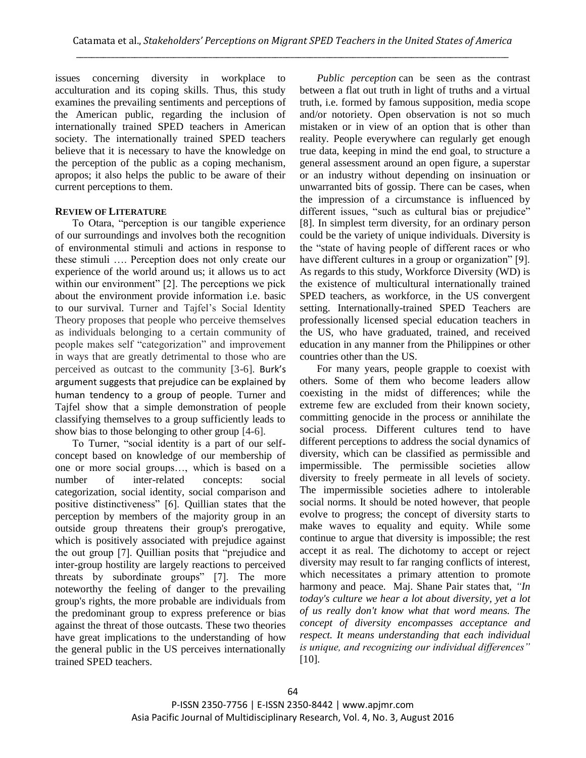issues concerning diversity in workplace to acculturation and its coping skills. Thus, this study examines the prevailing sentiments and perceptions of the American public, regarding the inclusion of internationally trained SPED teachers in American society. The internationally trained SPED teachers believe that it is necessary to have the knowledge on the perception of the public as a coping mechanism, apropos; it also helps the public to be aware of their current perceptions to them.

## REVIEW OF LITERATURE

To Otara, "perception is our tangible experience of our surroundings and involves both the recognition of environmental stimuli and actions in response to these stimuli …. Perception does not only create our experience of the world around us; it allows us to act within our environment" [2]. The perceptions we pick about the environment provide information i.e. basic to our survival. Turner and Tajfel's Social Identity Theory proposes that people who perceive themselves as individuals belonging to a certain community of people makes self "categorization" and improvement in ways that are greatly detrimental to those who are perceived as outcast to the community [3-6]. Burk's argument suggests that prejudice can be explained by human tendency to a group of people. Turner and Tajfel show that a simple demonstration of people classifying themselves to a group sufficiently leads to show bias to those belonging to other group [4-6].

To Turner, "social identity is a part of our self-concept based on knowledge of our membership of one or more social groups…, which is based on a number of inter-related concepts: social categorization, social identity, social comparison and positive distinctiveness" [6]. Quillian states that the perception by members of the majority group in an outside group threatens their group's prerogative, which is positively associated with prejudice against the out group [7]. Quillian posits that "prejudice and inter-group hostility are largely reactions to perceived threats by subordinate groups" [7]. The more noteworthy the feeling of danger to the prevailing group's rights, the more probable are individuals from the predominant group to express preference or bias against the threat of those outcasts. These two theories have great implications to the understanding of how the general public in the US perceives internationally trained SPED teachers.

*Public perception* can be seen as the contrast between a flat out truth in light of truths and a virtual truth, i.e. formed by famous supposition, media scope and/or notoriety. Open observation is not so much mistaken or in view of an option that is other than reality. People everywhere can regularly get enough true data, keeping in mind the end goal, to structure a general assessment around an open figure, a superstar or an industry without depending on insinuation or unwarranted bits of gossip. There can be cases, when the impression of a circumstance is influenced by different issues, "such as cultural bias or prejudice" [8]. In simplest term diversity, for an ordinary person could be the variety of unique individuals. Diversity is the "state of having people of different races or who have different cultures in a group or organization" [9]. As regards to this study, Workforce Diversity (WD) is the existence of multicultural internationally trained SPED teachers, as workforce, in the US convergent setting. Internationally-trained SPED Teachers are professionally licensed special education teachers in the US, who have graduated, trained, and received education in any manner from the Philippines or other countries other than the US.

For many years, people grapple to coexist with others. Some of them who become leaders allow coexisting in the midst of differences; while the extreme few are excluded from their known society, committing genocide in the process or annihilate the social process. Different cultures tend to have different perceptions to address the social dynamics of diversity, which can be classified as permissible and impermissible. The permissible societies allow diversity to freely permeate in all levels of society. The impermissible societies adhere to intolerable social norms. It should be noted however, that people evolve to progress; the concept of diversity starts to make waves to equality and equity. While some continue to argue that diversity is impossible; the rest accept it as real. The dichotomy to accept or reject diversity may result to far ranging conflicts of interest, which necessitates a primary attention to promote harmony and peace. Maj. Shane Pair states that, *"In today's culture we hear a lot about diversity, yet a lot of us really don't know what that word means. The concept of diversity encompasses acceptance and respect. It means understanding that each individual is unique, and recognizing our individual differences"* [10].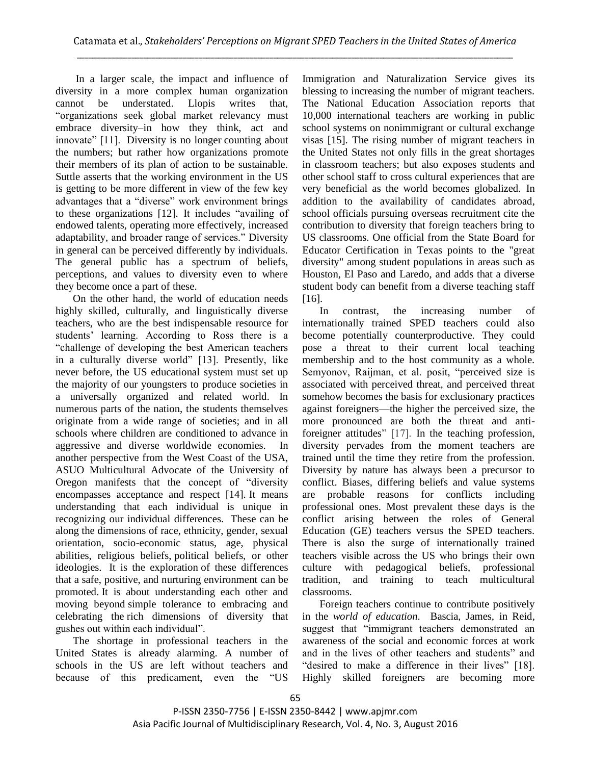In a larger scale, the impact and influence of diversity in a more complex human organization cannot be understated. Llopis writes that, "organizations seek global market relevancy must embrace diversity–in how they think, act and innovate" [11]. Diversity is no longer counting about the numbers; but rather how organizations promote their members of its plan of action to be sustainable. Suttle asserts that the working environment in the US is getting to be more different in view of the few key advantages that a "diverse" work environment brings to these organizations [12]. It includes "availing of endowed talents, operating more effectively, increased adaptability, and broader range of services." Diversity in general can be perceived differently by individuals. The general public has a spectrum of beliefs, perceptions, and values to diversity even to where they become once a part of these.

On the other hand, the world of education needs highly skilled, culturally, and linguistically diverse teachers, who are the best indispensable resource for students' learning. According to Ross there is a "challenge of developing the best American teachers in a culturally diverse world" [13]. Presently, like never before, the US educational system must set up the majority of our youngsters to produce societies in a universally organized and related world. In numerous parts of the nation, the students themselves originate from a wide range of societies; and in all schools where children are conditioned to advance in aggressive and diverse worldwide economies. In another perspective from the West Coast of the USA, ASUO Multicultural Advocate of the University of Oregon manifests that the concept of "diversity encompasses acceptance and respect [14]. It means understanding that each individual is unique in recognizing our individual differences. These can be along the dimensions of race, ethnicity, gender, sexual orientation, socio-economic status, age, physical abilities, religious beliefs, political beliefs, or other ideologies. It is the exploration of these differences that a safe, positive, and nurturing environment can be promoted. It is about understanding each other and moving beyond simple tolerance to embracing and celebrating the rich dimensions of diversity that gushes out within each individual".

The shortage in professional teachers in the United States is already alarming. A number of schools in the US are left without teachers and because of this predicament, even the "US Immigration and Naturalization Service gives its blessing to increasing the number of migrant teachers. The National Education Association reports that 10,000 international teachers are working in public school systems on nonimmigrant or cultural exchange visas [15]. The rising number of migrant teachers in the United States not only fills in the great shortages in classroom teachers; but also exposes students and other school staff to cross cultural experiences that are very beneficial as the world becomes globalized. In addition to the availability of candidates abroad, school officials pursuing overseas recruitment cite the contribution to diversity that foreign teachers bring to US classrooms. One official from the State Board for Educator Certification in Texas points to the "great diversity" among student populations in areas such as Houston, El Paso and Laredo, and adds that a diverse student body can benefit from a diverse teaching staff [16].

In contrast, the increasing number of internationally trained SPED teachers could also become potentially counterproductive. They could pose a threat to their current local teaching membership and to the host community as a whole. Semyonov, Raijman, et al. posit, "perceived size is associated with perceived threat, and perceived threat somehow becomes the basis for exclusionary practices against foreigners—the higher the perceived size, the more pronounced are both the threat and anti-foreigner attitudes" [17]. In the teaching profession, diversity pervades from the moment teachers are trained until the time they retire from the profession. Diversity by nature has always been a precursor to conflict. Biases, differing beliefs and value systems are probable reasons for conflicts including professional ones. Most prevalent these days is the conflict arising between the roles of General Education (GE) teachers versus the SPED teachers. There is also the surge of internationally trained teachers visible across the US who brings their own culture with pedagogical beliefs, professional tradition, and training to teach multicultural classrooms.

Foreign teachers continue to contribute positively in the *world of education*. Bascia, James, in Reid, suggest that "immigrant teachers demonstrated an awareness of the social and economic forces at work and in the lives of other teachers and students" and "desired to make a difference in their lives" [18]. Highly skilled foreigners are becoming more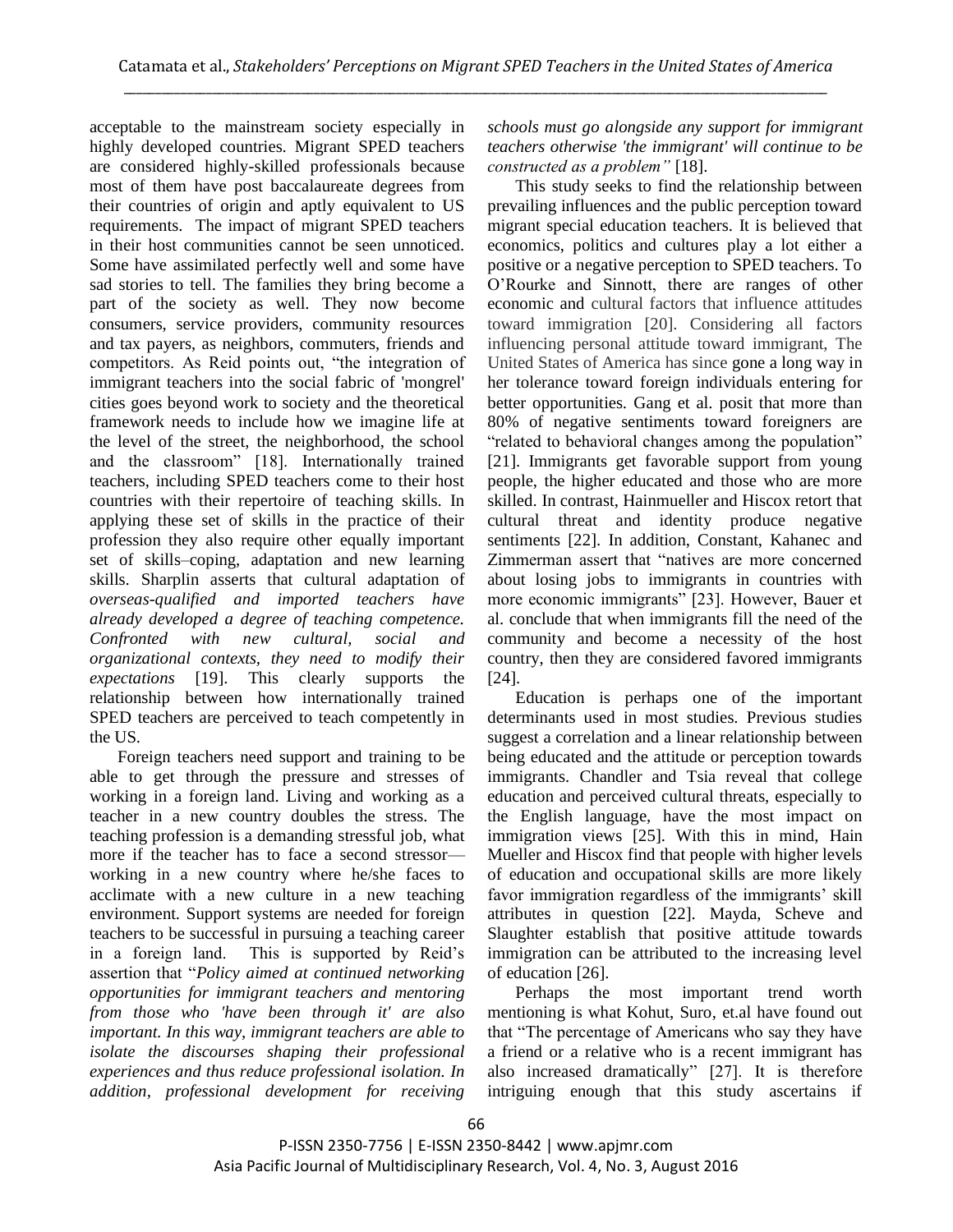acceptable to the mainstream society especially in highly developed countries. Migrant SPED teachers are considered highly-skilled professionals because most of them have post baccalaureate degrees from their countries of origin and aptly equivalent to US requirements. The impact of migrant SPED teachers in their host communities cannot be seen unnoticed. Some have assimilated perfectly well and some have sad stories to tell. The families they bring become a part of the society as well. They now become consumers, service providers, community resources and tax payers, as neighbors, commuters, friends and competitors. As Reid points out, "the integration of immigrant teachers into the social fabric of 'mongrel' cities goes beyond work to society and the theoretical framework needs to include how we imagine life at the level of the street, the neighborhood, the school and the classroom" [18]. Internationally trained teachers, including SPED teachers come to their host countries with their repertoire of teaching skills. In applying these set of skills in the practice of their profession they also require other equally important set of skills–coping, adaptation and new learning skills. Sharplin asserts that cultural adaptation of *overseas-qualified and imported teachers have already developed a degree of teaching competence. Confronted with new cultural, social and organizational contexts, they need to modify their expectations* [19]. This clearly supports the relationship between how internationally trained SPED teachers are perceived to teach competently in the US.

Foreign teachers need support and training to be able to get through the pressure and stresses of working in a foreign land. Living and working as a teacher in a new country doubles the stress. The teaching profession is a demanding stressful job, what more if the teacher has to face a second stressor—working in a new country where he/she faces to acclimate with a new culture in a new teaching environment. Support systems are needed for foreign teachers to be successful in pursuing a teaching career in a foreign land. This is supported by Reid's assertion that "*Policy aimed at continued networking opportunities for immigrant teachers and mentoring from those who 'have been through it' are also important. In this way, immigrant teachers are able to isolate the discourses shaping their professional experiences and thus reduce professional isolation. In addition, professional development for receiving schools must go alongside any support for immigrant teachers otherwise 'the immigrant' will continue to be constructed as a problem"* [18].

This study seeks to find the relationship between prevailing influences and the public perception toward migrant special education teachers. It is believed that economics, politics and cultures play a lot either a positive or a negative perception to SPED teachers. To O'Rourke and Sinnott, there are ranges of other economic and cultural factors that influence attitudes toward immigration [20]. Considering all factors influencing personal attitude toward immigrant, The United States of America has since gone a long way in her tolerance toward foreign individuals entering for better opportunities. Gang et al. posit that more than 80% of negative sentiments toward foreigners are "related to behavioral changes among the population" [21]. Immigrants get favorable support from young people, the higher educated and those who are more skilled. In contrast, Hainmueller and Hiscox retort that cultural threat and identity produce negative sentiments [22]. In addition, Constant, Kahanec and Zimmerman assert that "natives are more concerned about losing jobs to immigrants in countries with more economic immigrants" [23]. However, Bauer et al. conclude that when immigrants fill the need of the community and become a necessity of the host country, then they are considered favored immigrants [24].

Education is perhaps one of the important determinants used in most studies. Previous studies suggest a correlation and a linear relationship between being educated and the attitude or perception towards immigrants. Chandler and Tsia reveal that college education and perceived cultural threats, especially to the English language, have the most impact on immigration views [25]. With this in mind, Hain Mueller and Hiscox find that people with higher levels of education and occupational skills are more likely favor immigration regardless of the immigrants' skill attributes in question [22]. Mayda, Scheve and Slaughter establish that positive attitude towards immigration can be attributed to the increasing level of education [26].

Perhaps the most important trend worth mentioning is what Kohut, Suro, et.al have found out that "The percentage of Americans who say they have a friend or a relative who is a recent immigrant has also increased dramatically" [27]. It is therefore intriguing enough that this study ascertains if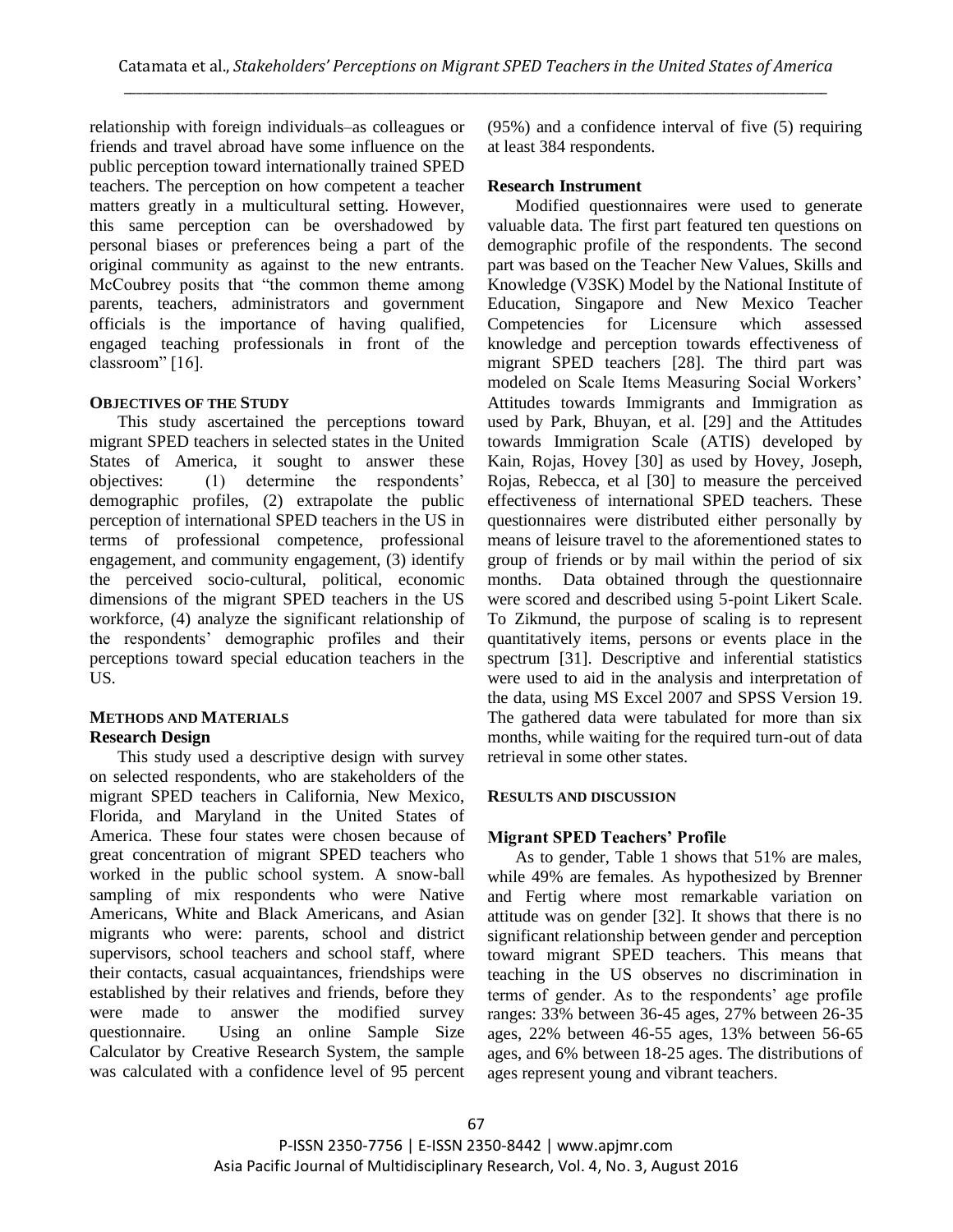relationship with foreign individuals–as colleagues or friends and travel abroad have some influence on the public perception toward internationally trained SPED teachers. The perception on how competent a teacher matters greatly in a multicultural setting. However, this same perception can be overshadowed by personal biases or preferences being a part of the original community as against to the new entrants. McCoubrey posits that "the common theme among parents, teachers, administrators and government officials is the importance of having qualified, engaged teaching professionals in front of the classroom" [16].

## OBJECTIVES OF THE STUDY

This study ascertained the perceptions toward migrant SPED teachers in selected states in the United States of America, it sought to answer these objectives: (1) determine the respondents' demographic profiles, (2) extrapolate the public perception of international SPED teachers in the US in terms of professional competence, professional engagement, and community engagement, (3) identify the perceived socio-cultural, political, economic dimensions of the migrant SPED teachers in the US workforce, (4) analyze the significant relationship of the respondents' demographic profiles and their perceptions toward special education teachers in the US.

## METHODS AND MATERIALS

### Research Design

This study used a descriptive design with survey on selected respondents, who are stakeholders of the migrant SPED teachers in California, New Mexico, Florida, and Maryland in the United States of America. These four states were chosen because of great concentration of migrant SPED teachers who worked in the public school system. A snow-ball sampling of mix respondents who were Native Americans, White and Black Americans, and Asian migrants who were: parents, school and district supervisors, school teachers and school staff, where their contacts, casual acquaintances, friendships were established by their relatives and friends, before they were made to answer the modified survey questionnaire. Using an online Sample Size Calculator by Creative Research System, the sample was calculated with a confidence level of 95 percent (95%) and a confidence interval of five (5) requiring at least 384 respondents.

### Research Instrument

Modified questionnaires were used to generate valuable data. The first part featured ten questions on demographic profile of the respondents. The second part was based on the Teacher New Values, Skills and Knowledge (V3SK) Model by the National Institute of Education, Singapore and New Mexico Teacher Competencies for Licensure which assessed knowledge and perception towards effectiveness of migrant SPED teachers [28]. The third part was modeled on Scale Items Measuring Social Workers' Attitudes towards Immigrants and Immigration as used by Park, Bhuyan, et al. [29] and the Attitudes towards Immigration Scale (ATIS) developed by Kain, Rojas, Hovey [30] as used by Hovey, Joseph, Rojas, Rebecca, et al [30] to measure the perceived effectiveness of international SPED teachers. These questionnaires were distributed either personally by means of leisure travel to the aforementioned states to group of friends or by mail within the period of six months. Data obtained through the questionnaire were scored and described using 5-point Likert Scale. To Zikmund, the purpose of scaling is to represent quantitatively items, persons or events place in the spectrum [31]. Descriptive and inferential statistics were used to aid in the analysis and interpretation of the data, using MS Excel 2007 and SPSS Version 19. The gathered data were tabulated for more than six months, while waiting for the required turn-out of data retrieval in some other states.

## RESULTS AND DISCUSSION

### Migrant SPED Teachers' Profile

As to gender, Table 1 shows that 51% are males, while 49% are females. As hypothesized by Brenner and Fertig where most remarkable variation on attitude was on gender [32]. It shows that there is no significant relationship between gender and perception toward migrant SPED teachers. This means that teaching in the US observes no discrimination in terms of gender. As to the respondents' age profile ranges: 33% between 36-45 ages, 27% between 26-35 ages, 22% between 46-55 ages, 13% between 56-65 ages, and 6% between 18-25 ages. The distributions of ages represent young and vibrant teachers.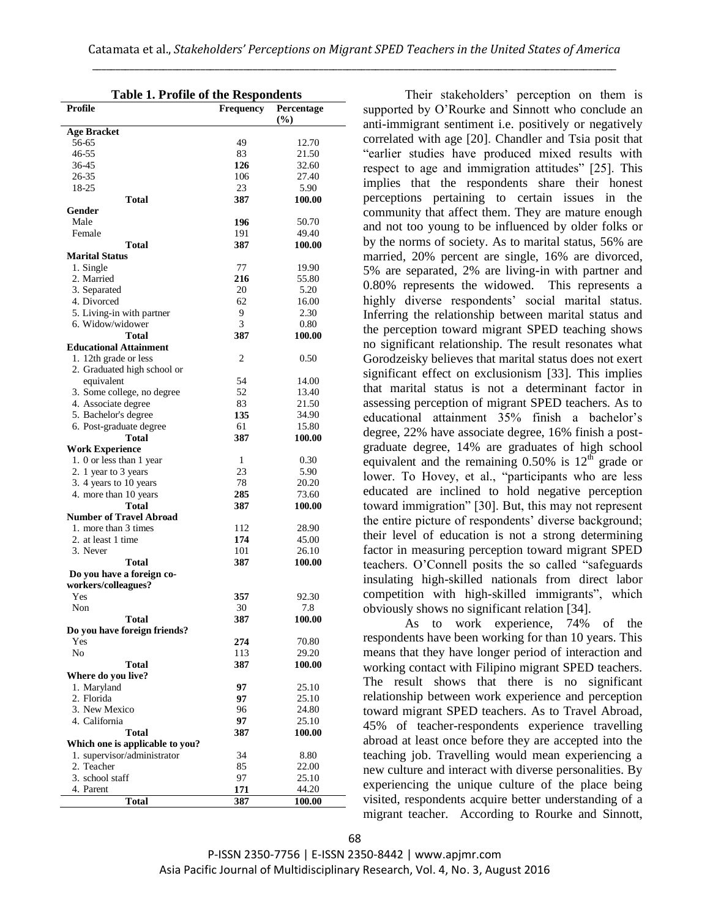**Table 1. Profile of the Respondents**

| Profile | Frequency | Percentage (%) |
|---|---|---|
| **Age Bracket** | | |
| 56-65 | 49 | 12.70 |
| 46-55 | 83 | 21.50 |
| 36-45 | **126** | 32.60 |
| 26-35 | 106 | 27.40 |
| 18-25 | 23 | 5.90 |
| **Total** | **387** | **100.00** |
| **Gender** | | |
| Male | **196** | 50.70 |
| Female | 191 | 49.40 |
| **Total** | **387** | **100.00** |
| **Marital Status** | | |
| 1. Single | 77 | 19.90 |
| 2. Married | **216** | 55.80 |
| 3. Separated | 20 | 5.20 |
| 4. Divorced | 62 | 16.00 |
| 5. Living-in with partner | 9 | 2.30 |
| 6. Widow/widower | 3 | 0.80 |
| **Total** | **387** | **100.00** |
| **Educational Attainment** | | |
| 1. 12th grade or less | 2 | 0.50 |
| 2. Graduated high school or equivalent | 54 | 14.00 |
| 3. Some college, no degree | 52 | 13.40 |
| 4. Associate degree | 83 | 21.50 |
| 5. Bachelor's degree | **135** | 34.90 |
| 6. Post-graduate degree | 61 | 15.80 |
| **Total** | **387** | **100.00** |
| **Work Experience** | | |
| 1. 0 or less than 1 year | 1 | 0.30 |
| 2. 1 year to 3 years | 23 | 5.90 |
| 3. 4 years to 10 years | 78 | 20.20 |
| 4. more than 10 years | **285** | 73.60 |
| **Total** | **387** | **100.00** |
| **Number of Travel Abroad** | | |
| 1. more than 3 times | 112 | 28.90 |
| 2. at least 1 time | **174** | 45.00 |
| 3. Never | 101 | 26.10 |
| **Total** | **387** | **100.00** |
| **Do you have a foreign co-workers/colleagues?** | | |
| Yes | **357** | 92.30 |
| Non | 30 | 7.8 |
| **Total** | **387** | **100.00** |
| **Do you have foreign friends?** | | |
| Yes | **274** | 70.80 |
| No | 113 | 29.20 |
| **Total** | **387** | **100.00** |
| **Where do you live?** | | |
| 1. Maryland | **97** | 25.10 |
| 2. Florida | **97** | 25.10 |
| 3. New Mexico | 96 | 24.80 |
| 4. California | **97** | 25.10 |
| **Total** | **387** | **100.00** |
| **Which one is applicable to you?** | | |
| 1. supervisor/administrator | 34 | 8.80 |
| 2. Teacher | 85 | 22.00 |
| 3. school staff | 97 | 25.10 |
| 4. Parent | **171** | 44.20 |
| **Total** | **387** | **100.00** |

Their stakeholders' perception on them is supported by O'Rourke and Sinnott who conclude an anti-immigrant sentiment i.e. positively or negatively correlated with age [20]. Chandler and Tsia posit that "earlier studies have produced mixed results with respect to age and immigration attitudes" [25]. This implies that the respondents share their honest perceptions pertaining to certain issues in the community that affect them. They are mature enough and not too young to be influenced by older folks or by the norms of society. As to marital status, 56% are married, 20% percent are single, 16% are divorced, 5% are separated, 2% are living-in with partner and 0.80% represents the widowed. This represents a highly diverse respondents' social marital status. Inferring the relationship between marital status and the perception toward migrant SPED teaching shows no significant relationship. The result resonates what Gorodzeisky believes that marital status does not exert significant effect on exclusionism [33]. This implies that marital status is not a determinant factor in assessing perception of migrant SPED teachers. As to educational attainment 35% finish a bachelor's degree, 22% have associate degree, 16% finish a post-graduate degree, 14% are graduates of high school equivalent and the remaining 0.50% is 12th grade or lower. To Hovey, et al., "participants who are less educated are inclined to hold negative perception toward immigration" [30]. But, this may not represent the entire picture of respondents' diverse background; their level of education is not a strong determining factor in measuring perception toward migrant SPED teachers. O'Connell posits the so called "safeguards insulating high-skilled nationals from direct labor competition with high-skilled immigrants", which obviously shows no significant relation [34].

As to work experience, 74% of the respondents have been working for than 10 years. This means that they have longer period of interaction and working contact with Filipino migrant SPED teachers. The result shows that there is no significant relationship between work experience and perception toward migrant SPED teachers. As to Travel Abroad, 45% of teacher-respondents experience travelling abroad at least once before they are accepted into the teaching job. Travelling would mean experiencing a new culture and interact with diverse personalities. By experiencing the unique culture of the place being visited, respondents acquire better understanding of a migrant teacher. According to Rourke and Sinnott,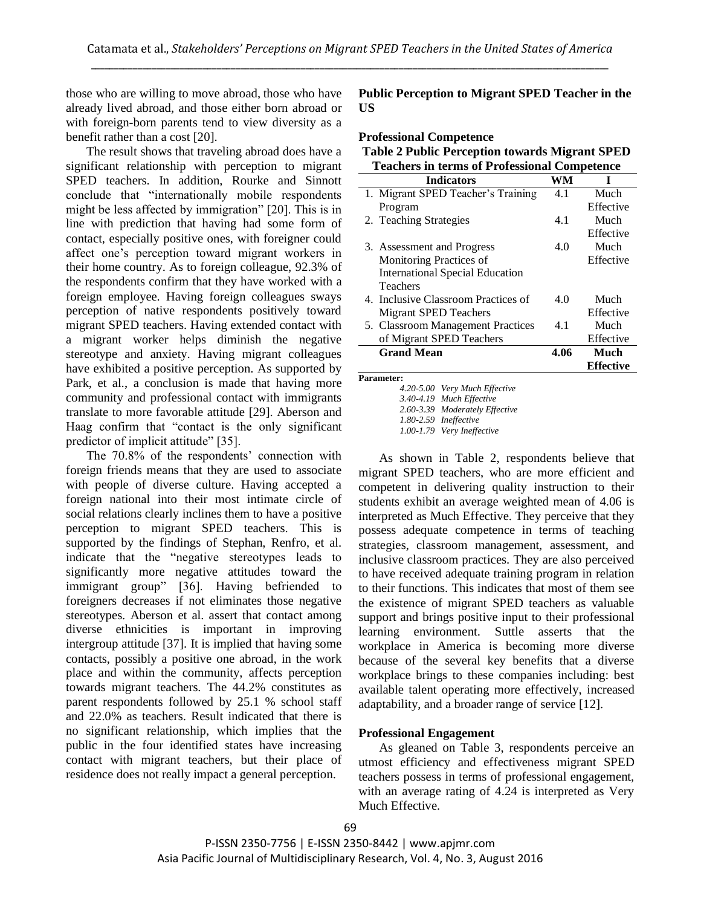those who are willing to move abroad, those who have already lived abroad, and those either born abroad or with foreign-born parents tend to view diversity as a benefit rather than a cost [20].

The result shows that traveling abroad does have a significant relationship with perception to migrant SPED teachers. In addition, Rourke and Sinnott conclude that "internationally mobile respondents might be less affected by immigration" [20]. This is in line with prediction that having had some form of contact, especially positive ones, with foreigner could affect one's perception toward migrant workers in their home country. As to foreign colleague, 92.3% of the respondents confirm that they have worked with a foreign employee. Having foreign colleagues sways perception of native respondents positively toward migrant SPED teachers. Having extended contact with a migrant worker helps diminish the negative stereotype and anxiety. Having migrant colleagues have exhibited a positive perception. As supported by Park, et al., a conclusion is made that having more community and professional contact with immigrants translate to more favorable attitude [29]. Aberson and Haag confirm that "contact is the only significant predictor of implicit attitude" [35].

The 70.8% of the respondents' connection with foreign friends means that they are used to associate with people of diverse culture. Having accepted a foreign national into their most intimate circle of social relations clearly inclines them to have a positive perception to migrant SPED teachers. This is supported by the findings of Stephan, Renfro, et al. indicate that the "negative stereotypes leads to significantly more negative attitudes toward the immigrant group" [36]. Having befriended to foreigners decreases if not eliminates those negative stereotypes. Aberson et al. assert that contact among diverse ethnicities is important in improving intergroup attitude [37]. It is implied that having some contacts, possibly a positive one abroad, in the work place and within the community, affects perception towards migrant teachers. The 44.2% constitutes as parent respondents followed by 25.1 % school staff and 22.0% as teachers. Result indicated that there is no significant relationship, which implies that the public in the four identified states have increasing contact with migrant teachers, but their place of residence does not really impact a general perception.

## Public Perception to Migrant SPED Teacher in the US

### Professional Competence

**Table 2 Public Perception towards Migrant SPED Teachers in terms of Professional Competence**

| Indicators | WM | I |
|---|---|---|
| 1. Migrant SPED Teacher's Training Program | 4.1 | Much Effective |
| 2. Teaching Strategies | 4.1 | Much Effective |
| 3. Assessment and Progress Monitoring Practices of International Special Education Teachers | 4.0 | Much Effective |
| 4. Inclusive Classroom Practices of Migrant SPED Teachers | 4.0 | Much Effective |
| 5. Classroom Management Practices of Migrant SPED Teachers | 4.1 | Much Effective |
| **Grand Mean** | **4.06** | **Much Effective** |

**Parameter:**
*4.20-5.00 Very Much Effective*
*3.40-4.19 Much Effective*
*2.60-3.39 Moderately Effective*
*1.80-2.59 Ineffective*
*1.00-1.79 Very Ineffective*

As shown in Table 2, respondents believe that migrant SPED teachers, who are more efficient and competent in delivering quality instruction to their students exhibit an average weighted mean of 4.06 is interpreted as Much Effective. They perceive that they possess adequate competence in terms of teaching strategies, classroom management, assessment, and inclusive classroom practices. They are also perceived to have received adequate training program in relation to their functions. This indicates that most of them see the existence of migrant SPED teachers as valuable support and brings positive input to their professional learning environment. Suttle asserts that the workplace in America is becoming more diverse because of the several key benefits that a diverse workplace brings to these companies including: best available talent operating more effectively, increased adaptability, and a broader range of service [12].

### Professional Engagement

As gleaned on Table 3, respondents perceive an utmost efficiency and effectiveness migrant SPED teachers possess in terms of professional engagement, with an average rating of 4.24 is interpreted as Very Much Effective.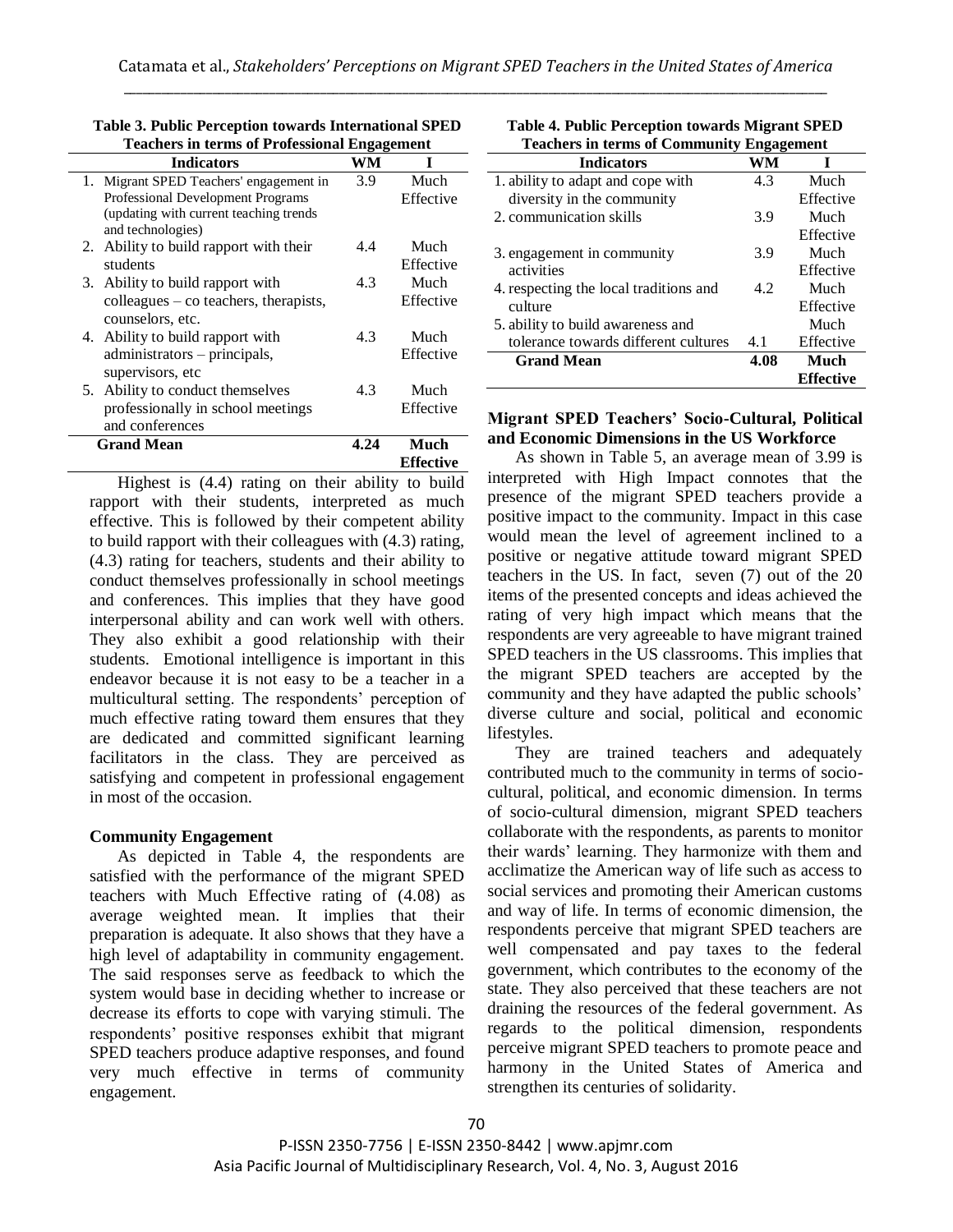**Table 3. Public Perception towards International SPED Teachers in terms of Professional Engagement**

| Indicators | WM | I |
|---|---|---|
| 1. Migrant SPED Teachers' engagement in Professional Development Programs (updating with current teaching trends and technologies) | 3.9 | Much Effective |
| 2. Ability to build rapport with their students | 4.4 | Much Effective |
| 3. Ability to build rapport with colleagues – co teachers, therapists, counselors, etc. | 4.3 | Much Effective |
| 4. Ability to build rapport with administrators – principals, supervisors, etc | 4.3 | Much Effective |
| 5. Ability to conduct themselves professionally in school meetings and conferences | 4.3 | Much Effective |
| **Grand Mean** | **4.24** | **Much Effective** |

Highest is (4.4) rating on their ability to build rapport with their students, interpreted as much effective. This is followed by their competent ability to build rapport with their colleagues with (4.3) rating, (4.3) rating for teachers, students and their ability to conduct themselves professionally in school meetings and conferences. This implies that they have good interpersonal ability and can work well with others. They also exhibit a good relationship with their students. Emotional intelligence is important in this endeavor because it is not easy to be a teacher in a multicultural setting. The respondents' perception of much effective rating toward them ensures that they are dedicated and committed significant learning facilitators in the class. They are perceived as satisfying and competent in professional engagement in most of the occasion.

### Community Engagement

As depicted in Table 4, the respondents are satisfied with the performance of the migrant SPED teachers with Much Effective rating of (4.08) as average weighted mean. It implies that their preparation is adequate. It also shows that they have a high level of adaptability in community engagement. The said responses serve as feedback to which the system would base in deciding whether to increase or decrease its efforts to cope with varying stimuli. The respondents' positive responses exhibit that migrant SPED teachers produce adaptive responses, and found very much effective in terms of community engagement.

**Table 4. Public Perception towards Migrant SPED Teachers in terms of Community Engagement**

| Indicators | WM | I |
|---|---|---|
| 1. ability to adapt and cope with diversity in the community | 4.3 | Much Effective |
| 2. communication skills | 3.9 | Much Effective |
| 3. engagement in community activities | 3.9 | Much Effective |
| 4. respecting the local traditions and culture | 4.2 | Much Effective |
| 5. ability to build awareness and tolerance towards different cultures | 4.1 | Much Effective |
| **Grand Mean** | **4.08** | **Much Effective** |

### Migrant SPED Teachers' Socio-Cultural, Political and Economic Dimensions in the US Workforce

As shown in Table 5, an average mean of 3.99 is interpreted with High Impact connotes that the presence of the migrant SPED teachers provide a positive impact to the community. Impact in this case would mean the level of agreement inclined to a positive or negative attitude toward migrant SPED teachers in the US. In fact, seven (7) out of the 20 items of the presented concepts and ideas achieved the rating of very high impact which means that the respondents are very agreeable to have migrant trained SPED teachers in the US classrooms. This implies that the migrant SPED teachers are accepted by the community and they have adapted the public schools' diverse culture and social, political and economic lifestyles.

They are trained teachers and adequately contributed much to the community in terms of socio-cultural, political, and economic dimension. In terms of socio-cultural dimension, migrant SPED teachers collaborate with the respondents, as parents to monitor their wards' learning. They harmonize with them and acclimatize the American way of life such as access to social services and promoting their American customs and way of life. In terms of economic dimension, the respondents perceive that migrant SPED teachers are well compensated and pay taxes to the federal government, which contributes to the economy of the state. They also perceived that these teachers are not draining the resources of the federal government. As regards to the political dimension, respondents perceive migrant SPED teachers to promote peace and harmony in the United States of America and strengthen its centuries of solidarity.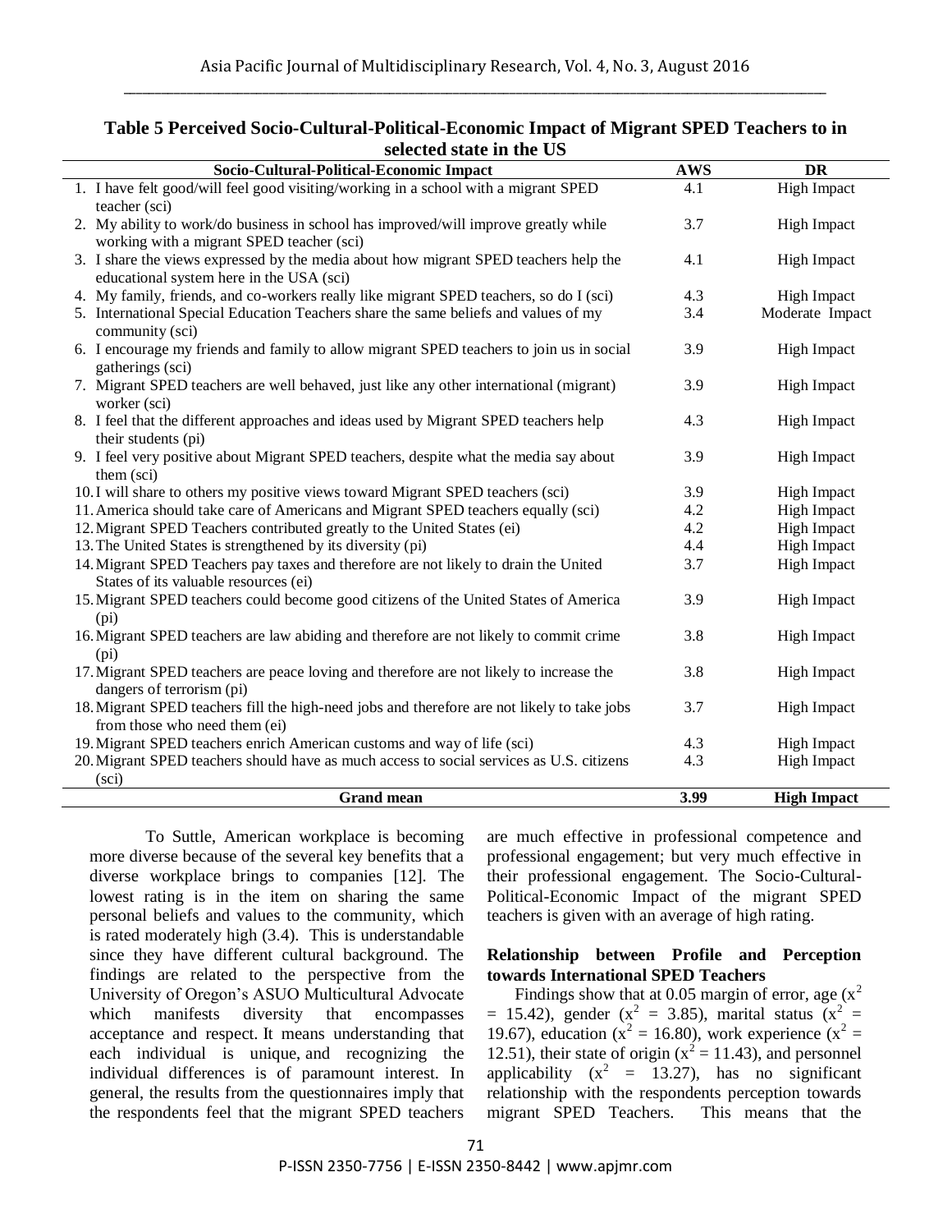**Table 5 Perceived Socio-Cultural-Political-Economic Impact of Migrant SPED Teachers to in selected state in the US**

| Socio-Cultural-Political-Economic Impact | AWS | DR |
|---|---|---|
| 1. I have felt good/will feel good visiting/working in a school with a migrant SPED teacher (sci) | 4.1 | High Impact |
| 2. My ability to work/do business in school has improved/will improve greatly while working with a migrant SPED teacher (sci) | 3.7 | High Impact |
| 3. I share the views expressed by the media about how migrant SPED teachers help the educational system here in the USA (sci) | 4.1 | High Impact |
| 4. My family, friends, and co-workers really like migrant SPED teachers, so do I (sci) | 4.3 | High Impact |
| 5. International Special Education Teachers share the same beliefs and values of my community (sci) | 3.4 | Moderate Impact |
| 6. I encourage my friends and family to allow migrant SPED teachers to join us in social gatherings (sci) | 3.9 | High Impact |
| 7. Migrant SPED teachers are well behaved, just like any other international (migrant) worker (sci) | 3.9 | High Impact |
| 8. I feel that the different approaches and ideas used by Migrant SPED teachers help their students (pi) | 4.3 | High Impact |
| 9. I feel very positive about Migrant SPED teachers, despite what the media say about them (sci) | 3.9 | High Impact |
| 10. I will share to others my positive views toward Migrant SPED teachers (sci) | 3.9 | High Impact |
| 11. America should take care of Americans and Migrant SPED teachers equally (sci) | 4.2 | High Impact |
| 12. Migrant SPED Teachers contributed greatly to the United States (ei) | 4.2 | High Impact |
| 13. The United States is strengthened by its diversity (pi) | 4.4 | High Impact |
| 14. Migrant SPED Teachers pay taxes and therefore are not likely to drain the United States of its valuable resources (ei) | 3.7 | High Impact |
| 15. Migrant SPED teachers could become good citizens of the United States of America (pi) | 3.9 | High Impact |
| 16. Migrant SPED teachers are law abiding and therefore are not likely to commit crime (pi) | 3.8 | High Impact |
| 17. Migrant SPED teachers are peace loving and therefore are not likely to increase the dangers of terrorism (pi) | 3.8 | High Impact |
| 18. Migrant SPED teachers fill the high-need jobs and therefore are not likely to take jobs from those who need them (ei) | 3.7 | High Impact |
| 19. Migrant SPED teachers enrich American customs and way of life (sci) | 4.3 | High Impact |
| 20. Migrant SPED teachers should have as much access to social services as U.S. citizens (sci) | 4.3 | High Impact |
| **Grand mean** | **3.99** | **High Impact** |

To Suttle, American workplace is becoming more diverse because of the several key benefits that a diverse workplace brings to companies [12]. The lowest rating is in the item on sharing the same personal beliefs and values to the community, which is rated moderately high (3.4). This is understandable since they have different cultural background. The findings are related to the perspective from the University of Oregon's ASUO Multicultural Advocate which manifests diversity that encompasses acceptance and respect. It means understanding that each individual is unique, and recognizing the individual differences is of paramount interest. In general, the results from the questionnaires imply that the respondents feel that the migrant SPED teachers are much effective in professional competence and professional engagement; but very much effective in their professional engagement. The Socio-Cultural-Political-Economic Impact of the migrant SPED teachers is given with an average of high rating.

**Relationship between Profile and Perception towards International SPED Teachers**

Findings show that at 0.05 margin of error, age ($x^2 = 15.42$), gender ($x^2 = 3.85$), marital status ($x^2 = 19.67$), education ($x^2 = 16.80$), work experience ($x^2 = 12.51$), their state of origin ($x^2 = 11.43$), and personnel applicability ($x^2 = 13.27$), has no significant relationship with the respondents perception towards migrant SPED Teachers. This means that the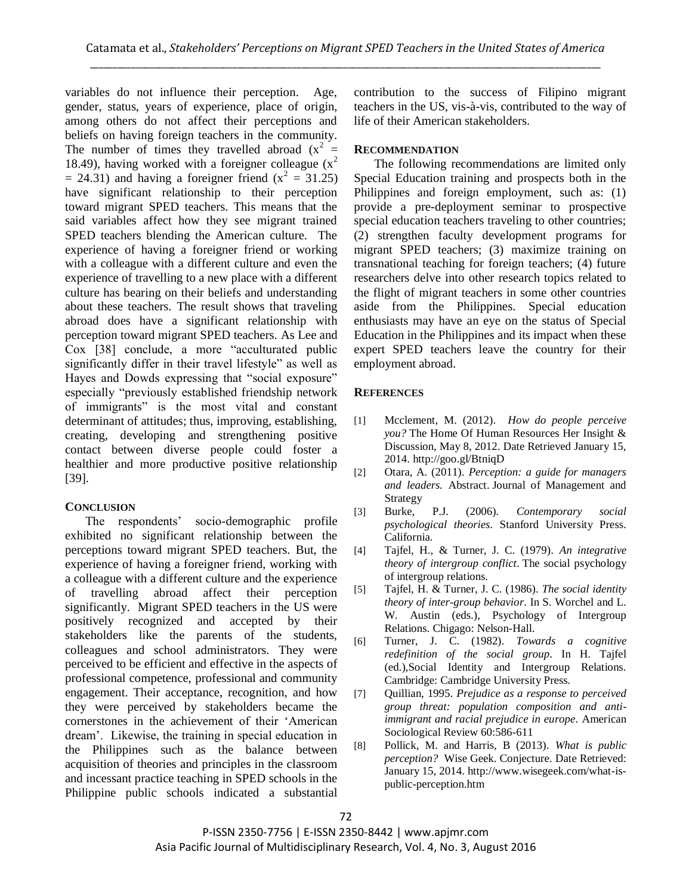variables do not influence their perception. Age, gender, status, years of experience, place of origin, among others do not affect their perceptions and beliefs on having foreign teachers in the community. The number of times they travelled abroad ($x^2$ = 18.49), having worked with a foreigner colleague ($x^2$ = 24.31) and having a foreigner friend ($x^2$ = 31.25) have significant relationship to their perception toward migrant SPED teachers. This means that the said variables affect how they see migrant trained SPED teachers blending the American culture. The experience of having a foreigner friend or working with a colleague with a different culture and even the experience of travelling to a new place with a different culture has bearing on their beliefs and understanding about these teachers. The result shows that traveling abroad does have a significant relationship with perception toward migrant SPED teachers. As Lee and Cox [38] conclude, a more "acculturated public significantly differ in their travel lifestyle" as well as Hayes and Dowds expressing that "social exposure" especially "previously established friendship network of immigrants" is the most vital and constant determinant of attitudes; thus, improving, establishing, creating, developing and strengthening positive contact between diverse people could foster a healthier and more productive positive relationship [39].

## CONCLUSION

The respondents' socio-demographic profile exhibited no significant relationship between the perceptions toward migrant SPED teachers. But, the experience of having a foreigner friend, working with a colleague with a different culture and the experience of travelling abroad affect their perception significantly. Migrant SPED teachers in the US were positively recognized and accepted by their stakeholders like the parents of the students, colleagues and school administrators. They were perceived to be efficient and effective in the aspects of professional competence, professional and community engagement. Their acceptance, recognition, and how they were perceived by stakeholders became the cornerstones in the achievement of their 'American dream'. Likewise, the training in special education in the Philippines such as the balance between acquisition of theories and principles in the classroom and incessant practice teaching in SPED schools in the Philippine public schools indicated a substantial contribution to the success of Filipino migrant teachers in the US, vis-à-vis, contributed to the way of life of their American stakeholders.

## RECOMMENDATION

The following recommendations are limited only Special Education training and prospects both in the Philippines and foreign employment, such as: (1) provide a pre-deployment seminar to prospective special education teachers traveling to other countries; (2) strengthen faculty development programs for migrant SPED teachers; (3) maximize training on transnational teaching for foreign teachers; (4) future researchers delve into other research topics related to the flight of migrant teachers in some other countries aside from the Philippines. Special education enthusiasts may have an eye on the status of Special Education in the Philippines and its impact when these expert SPED teachers leave the country for their employment abroad.

## REFERENCES

[1] Mcclement, M. (2012). *How do people perceive you?* The Home Of Human Resources Her Insight & Discussion, May 8, 2012. Date Retrieved January 15, 2014. http://goo.gl/BtniqD

[2] Otara, A. (2011). *Perception: a guide for managers and leaders.* Abstract. Journal of Management and Strategy

[3] Burke, P.J. (2006). *Contemporary social psychological theories*. Stanford University Press. California.

[4] Tajfel, H., & Turner, J. C. (1979). *An integrative theory of intergroup conflict*. The social psychology of intergroup relations.

[5] Tajfel, H. & Turner, J. C. (1986). *The social identity theory of inter-group behavior*. In S. Worchel and L. W. Austin (eds.), Psychology of Intergroup Relations. Chigago: Nelson-Hall.

[6] Turner, J. C. (1982). *Towards a cognitive redefinition of the social group*. In H. Tajfel (ed.),Social Identity and Intergroup Relations. Cambridge: Cambridge University Press.

[7] Quillian, 1995. *Prejudice as a response to perceived group threat: population composition and anti-immigrant and racial prejudice in europe*. American Sociological Review 60:586-611

[8] Pollick, M. and Harris, B (2013). *What is public perception?* Wise Geek. Conjecture. Date Retrieved: January 15, 2014. http://www.wisegeek.com/what-is-public-perception.htm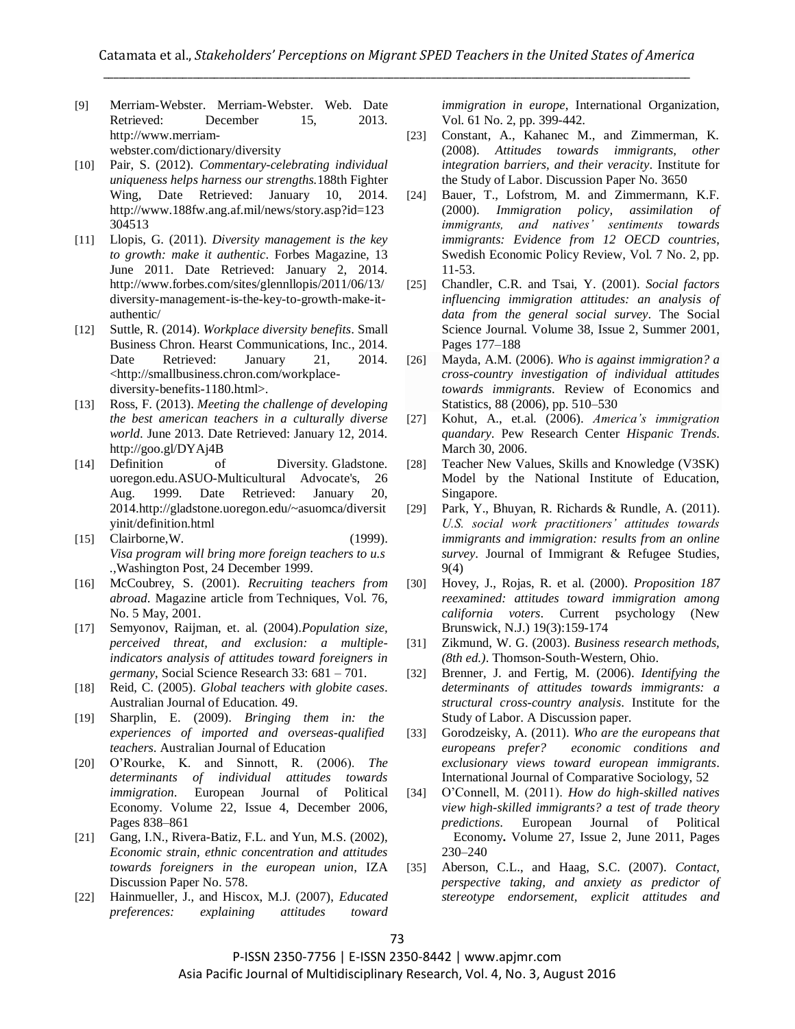[9] Merriam-Webster. Merriam-Webster. Web. Date Retrieved: December 15, 2013. http://www.merriam-webster.com/dictionary/diversity

[10] Pair, S. (2012). *Commentary-celebrating individual uniqueness helps harness our strengths.*188th Fighter Wing, Date Retrieved: January 10, 2014. http://www.188fw.ang.af.mil/news/story.asp?id=123304513

[11] Llopis, G. (2011). *Diversity management is the key to growth: make it authentic*. Forbes Magazine, 13 June 2011. Date Retrieved: January 2, 2014. http://www.forbes.com/sites/glennllopis/2011/06/13/diversity-management-is-the-key-to-growth-make-it-authentic/

[12] Suttle, R. (2014). *Workplace diversity benefits*. Small Business Chron. Hearst Communications, Inc., 2014. Date Retrieved: January 21, 2014. <http://smallbusiness.chron.com/workplace-diversity-benefits-1180.html>.

[13] Ross, F. (2013). *Meeting the challenge of developing the best american teachers in a culturally diverse world*. June 2013. Date Retrieved: January 12, 2014. http://goo.gl/DYAj4B

[14] Definition of Diversity. Gladstone. uoregon.edu.ASUO-Multicultural Advocate's, 26 Aug. 1999. Date Retrieved: January 20, 2014.http://gladstone.uoregon.edu/~asuomca/diversityinit/definition.html

[15] Clairborne,W. (1999). *Visa program will bring more foreign teachers to u.s .*,Washington Post, 24 December 1999.

[16] McCoubrey, S. (2001). *Recruiting teachers from abroad*. Magazine article from Techniques, Vol. 76, No. 5 May, 2001.

[17] Semyonov, Raijman, et. al. (2004).*Population size, perceived threat, and exclusion: a multiple-indicators analysis of attitudes toward foreigners in germany*, Social Science Research 33: 681 – 701.

[18] Reid, C. (2005). *Global teachers with globite cases*. Australian Journal of Education. 49.

[19] Sharplin, E. (2009). *Bringing them in: the experiences of imported and overseas-qualified teachers*. Australian Journal of Education

[20] O'Rourke, K. and Sinnott, R. (2006). *The determinants of individual attitudes towards immigration*. European Journal of Political Economy. Volume 22, Issue 4, December 2006, Pages 838–861

[21] Gang, I.N., Rivera-Batiz, F.L. and Yun, M.S. (2002), *Economic strain, ethnic concentration and attitudes towards foreigners in the european union*, IZA Discussion Paper No. 578.

[22] Hainmueller, J., and Hiscox, M.J. (2007), *Educated preferences: explaining attitudes toward immigration in europe*, International Organization, Vol. 61 No. 2, pp. 399-442.

[23] Constant, A., Kahanec M., and Zimmerman, K. (2008). *Attitudes towards immigrants, other integration barriers, and their veracity*. Institute for the Study of Labor. Discussion Paper No. 3650

[24] Bauer, T., Lofstrom, M. and Zimmermann, K.F. (2000). *Immigration policy, assimilation of immigrants, and natives' sentiments towards immigrants: Evidence from 12 OECD countries*, Swedish Economic Policy Review, Vol. 7 No. 2, pp. 11-53.

[25] Chandler, C.R. and Tsai, Y. (2001). *Social factors influencing immigration attitudes: an analysis of data from the general social survey*. The Social Science Journal. Volume 38, Issue 2, Summer 2001, Pages 177–188

[26] Mayda, A.M. (2006). *Who is against immigration? a cross-country investigation of individual attitudes towards immigrants*. Review of Economics and Statistics, 88 (2006), pp. 510–530

[27] Kohut, A., et.al. (2006). *America's immigration quandary*. Pew Research Center *Hispanic Trends*. March 30, 2006.

[28] Teacher New Values, Skills and Knowledge (V3SK) Model by the National Institute of Education, Singapore.

[29] Park, Y., Bhuyan, R. Richards & Rundle, A. (2011). *U.S. social work practitioners' attitudes towards immigrants and immigration: results from an online survey*. Journal of Immigrant & Refugee Studies, 9(4)

[30] Hovey, J., Rojas, R. et al. (2000). *Proposition 187 reexamined: attitudes toward immigration among california voters*. Current psychology (New Brunswick, N.J.) 19(3):159-174

[31] Zikmund, W. G. (2003). *Business research methods, (8th ed.)*. Thomson-South-Western, Ohio.

[32] Brenner, J. and Fertig, M. (2006). *Identifying the determinants of attitudes towards immigrants: a structural cross-country analysis*. Institute for the Study of Labor. A Discussion paper.

[33] Gorodzeisky, A. (2011). *Who are the europeans that europeans prefer? economic conditions and exclusionary views toward european immigrants*. International Journal of Comparative Sociology, 52

[34] O'Connell, M. (2011). *How do high-skilled natives view high-skilled immigrants? a test of trade theory predictions*. European Journal of Political Economy**.** Volume 27, Issue 2, June 2011, Pages 230–240

[35] Aberson, C.L., and Haag, S.C. (2007). *Contact, perspective taking, and anxiety as predictor of stereotype endorsement, explicit attitudes and*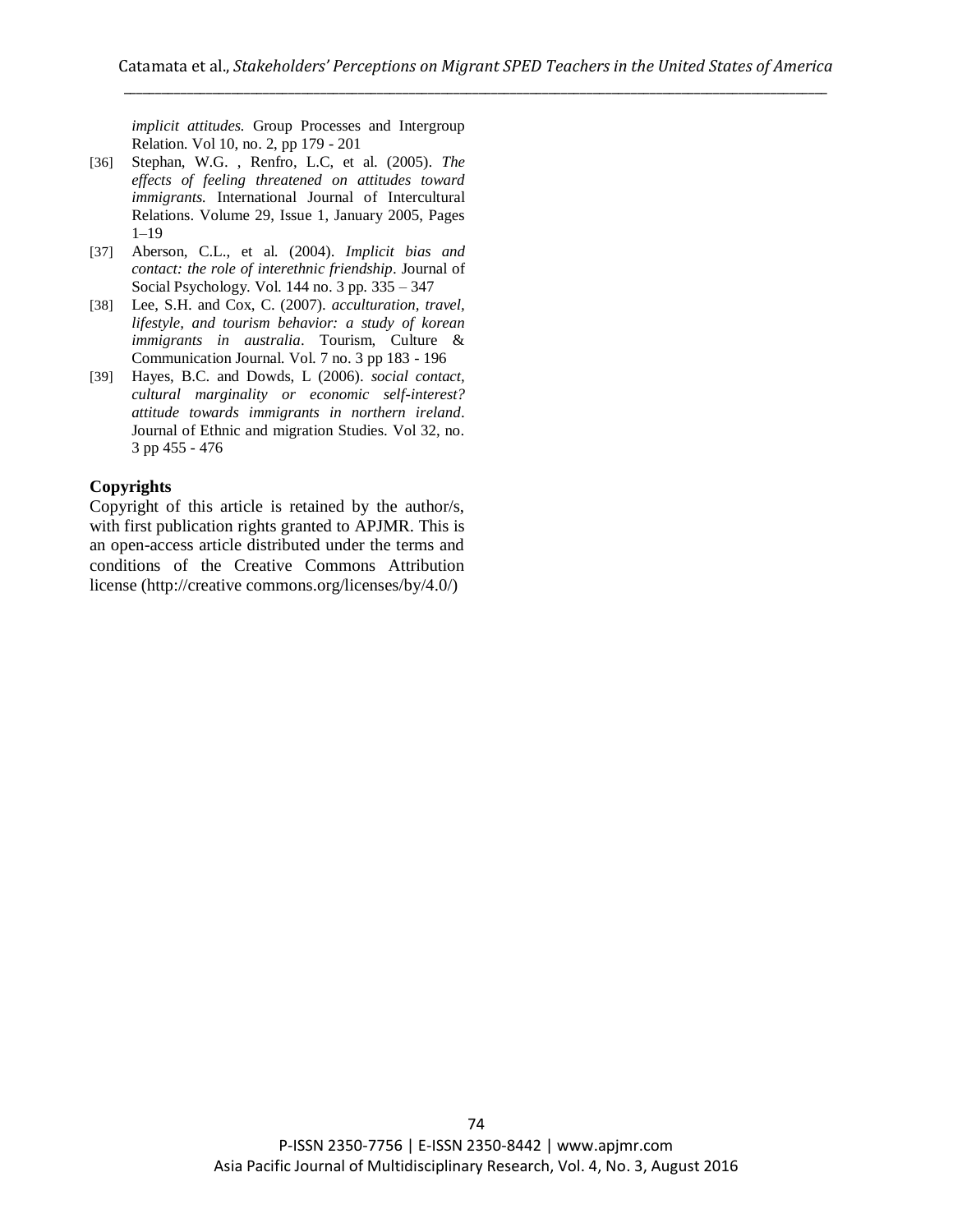*implicit attitudes.* Group Processes and Intergroup Relation. Vol 10, no. 2, pp 179 - 201

[36] Stephan, W.G. , Renfro, L.C, et al. (2005). *The effects of feeling threatened on attitudes toward immigrants.* International Journal of Intercultural Relations. Volume 29, Issue 1, January 2005, Pages 1–19

[37] Aberson, C.L., et al. (2004). *Implicit bias and contact: the role of interethnic friendship*. Journal of Social Psychology. Vol. 144 no. 3 pp. 335 – 347

[38] Lee, S.H. and Cox, C. (2007). *acculturation, travel, lifestyle, and tourism behavior: a study of korean immigrants in australia*. Tourism, Culture & Communication Journal. Vol. 7 no. 3 pp 183 - 196

[39] Hayes, B.C. and Dowds, L (2006). *social contact, cultural marginality or economic self-interest? attitude towards immigrants in northern ireland*. Journal of Ethnic and migration Studies. Vol 32, no. 3 pp 455 - 476

**Copyrights**

Copyright of this article is retained by the author/s, with first publication rights granted to APJMR. This is an open-access article distributed under the terms and conditions of the Creative Commons Attribution license (http://creative commons.org/licenses/by/4.0/)